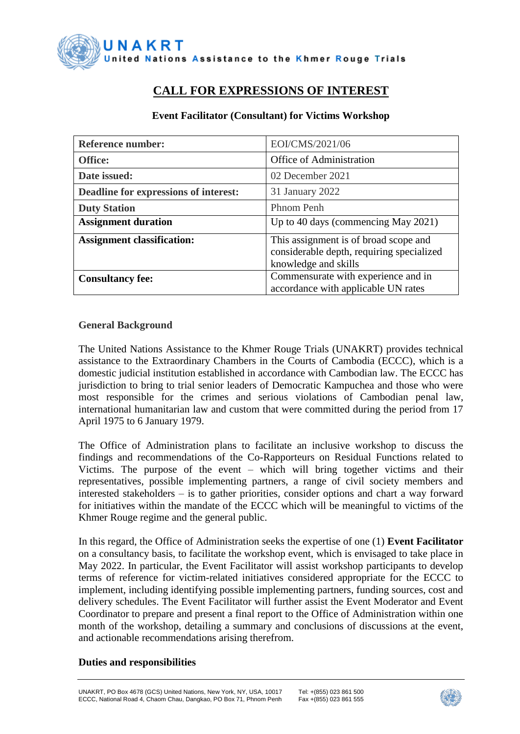UNAKRT
United Nations Assistance to the Khmer Rouge Trials

# CALL FOR EXPRESSIONS OF INTEREST

**Event Facilitator (Consultant) for Victims Workshop**

| | |
|---|---|
| **Reference number:** | EOI/CMS/2021/06 |
| **Office:** | Office of Administration |
| **Date issued:** | 02 December 2021 |
| **Deadline for expressions of interest:** | 31 January 2022 |
| **Duty Station** | Phnom Penh |
| **Assignment duration** | Up to 40 days (commencing May 2021) |
| **Assignment classification:** | This assignment is of broad scope and considerable depth, requiring specialized knowledge and skills |
| **Consultancy fee:** | Commensurate with experience and in accordance with applicable UN rates |

## General Background

The United Nations Assistance to the Khmer Rouge Trials (UNAKRT) provides technical assistance to the Extraordinary Chambers in the Courts of Cambodia (ECCC), which is a domestic judicial institution established in accordance with Cambodian law. The ECCC has jurisdiction to bring to trial senior leaders of Democratic Kampuchea and those who were most responsible for the crimes and serious violations of Cambodian penal law, international humanitarian law and custom that were committed during the period from 17 April 1975 to 6 January 1979.

The Office of Administration plans to facilitate an inclusive workshop to discuss the findings and recommendations of the Co-Rapporteurs on Residual Functions related to Victims. The purpose of the event – which will bring together victims and their representatives, possible implementing partners, a range of civil society members and interested stakeholders – is to gather priorities, consider options and chart a way forward for initiatives within the mandate of the ECCC which will be meaningful to victims of the Khmer Rouge regime and the general public.

In this regard, the Office of Administration seeks the expertise of one (1) **Event Facilitator** on a consultancy basis, to facilitate the workshop event, which is envisaged to take place in May 2022. In particular, the Event Facilitator will assist workshop participants to develop terms of reference for victim-related initiatives considered appropriate for the ECCC to implement, including identifying possible implementing partners, funding sources, cost and delivery schedules. The Event Facilitator will further assist the Event Moderator and Event Coordinator to prepare and present a final report to the Office of Administration within one month of the workshop, detailing a summary and conclusions of discussions at the event, and actionable recommendations arising therefrom.

## Duties and responsibilities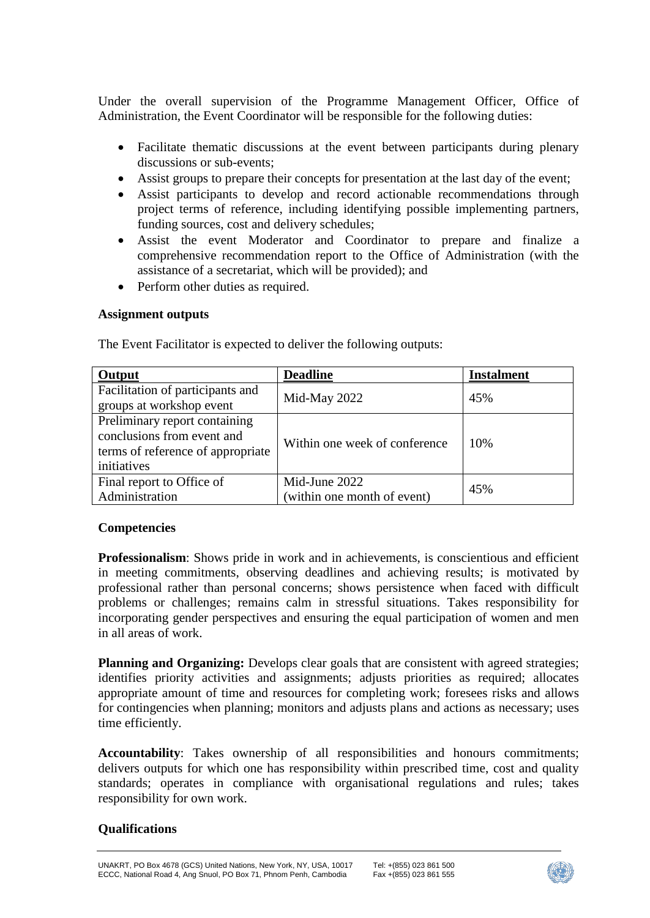Under the overall supervision of the Programme Management Officer, Office of Administration, the Event Coordinator will be responsible for the following duties:

- Facilitate thematic discussions at the event between participants during plenary discussions or sub-events;
- Assist groups to prepare their concepts for presentation at the last day of the event;
- Assist participants to develop and record actionable recommendations through project terms of reference, including identifying possible implementing partners, funding sources, cost and delivery schedules;
- Assist the event Moderator and Coordinator to prepare and finalize a comprehensive recommendation report to the Office of Administration (with the assistance of a secretariat, which will be provided); and
- Perform other duties as required.

**Assignment outputs**

The Event Facilitator is expected to deliver the following outputs:

| Output | Deadline | Instalment |
|---|---|---|
| Facilitation of participants and groups at workshop event | Mid-May 2022 | 45% |
| Preliminary report containing conclusions from event and terms of reference of appropriate initiatives | Within one week of conference | 10% |
| Final report to Office of Administration | Mid-June 2022 (within one month of event) | 45% |

**Competencies**

**Professionalism**: Shows pride in work and in achievements, is conscientious and efficient in meeting commitments, observing deadlines and achieving results; is motivated by professional rather than personal concerns; shows persistence when faced with difficult problems or challenges; remains calm in stressful situations. Takes responsibility for incorporating gender perspectives and ensuring the equal participation of women and men in all areas of work.

**Planning and Organizing:** Develops clear goals that are consistent with agreed strategies; identifies priority activities and assignments; adjusts priorities as required; allocates appropriate amount of time and resources for completing work; foresees risks and allows for contingencies when planning; monitors and adjusts plans and actions as necessary; uses time efficiently.

**Accountability**: Takes ownership of all responsibilities and honours commitments; delivers outputs for which one has responsibility within prescribed time, cost and quality standards; operates in compliance with organisational regulations and rules; takes responsibility for own work.

**Qualifications**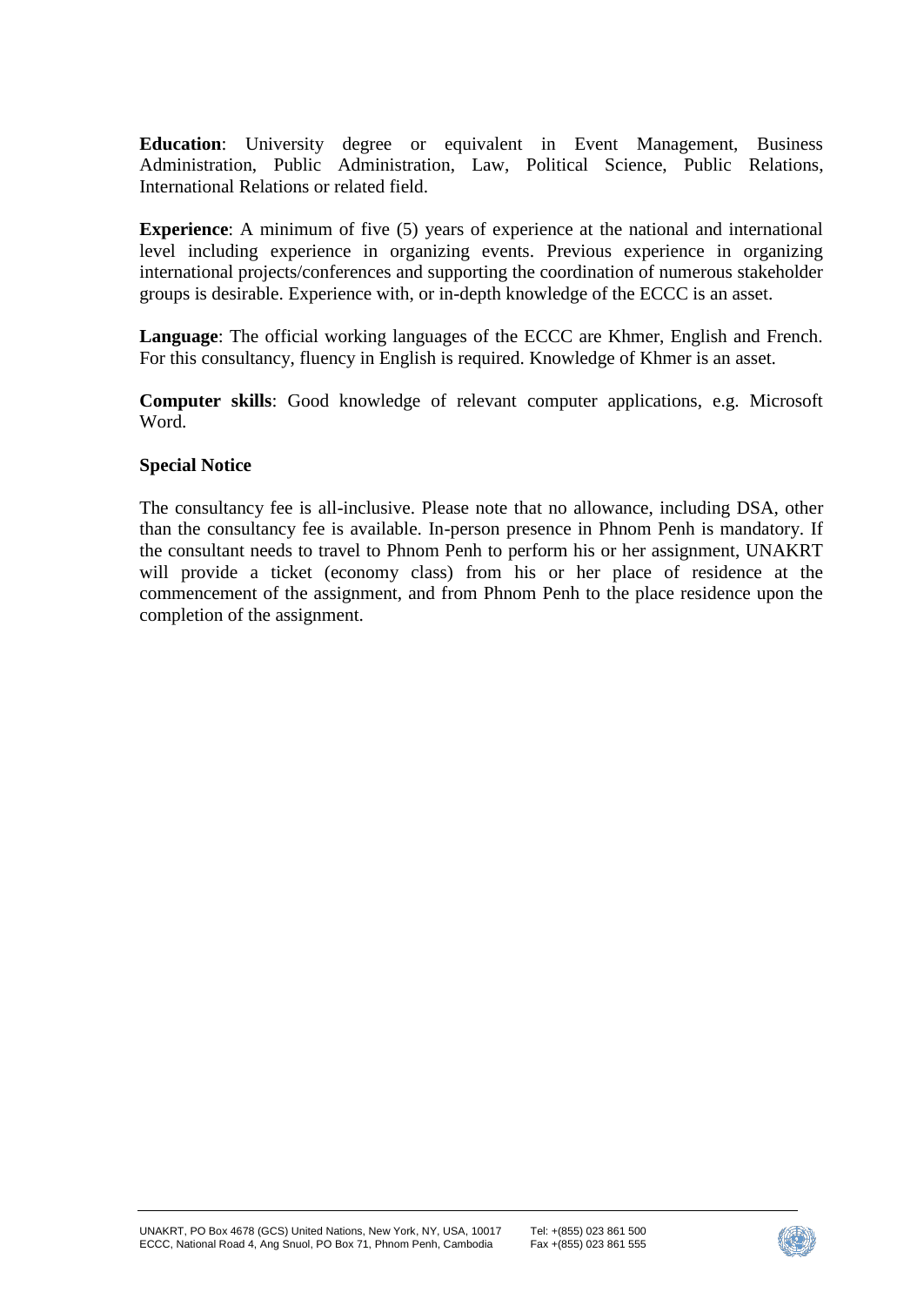**Education**: University degree or equivalent in Event Management, Business Administration, Public Administration, Law, Political Science, Public Relations, International Relations or related field.

**Experience**: A minimum of five (5) years of experience at the national and international level including experience in organizing events. Previous experience in organizing international projects/conferences and supporting the coordination of numerous stakeholder groups is desirable. Experience with, or in-depth knowledge of the ECCC is an asset.

**Language**: The official working languages of the ECCC are Khmer, English and French. For this consultancy, fluency in English is required. Knowledge of Khmer is an asset.

**Computer skills**: Good knowledge of relevant computer applications, e.g. Microsoft Word.

**Special Notice**

The consultancy fee is all-inclusive. Please note that no allowance, including DSA, other than the consultancy fee is available. In-person presence in Phnom Penh is mandatory. If the consultant needs to travel to Phnom Penh to perform his or her assignment, UNAKRT will provide a ticket (economy class) from his or her place of residence at the commencement of the assignment, and from Phnom Penh to the place residence upon the completion of the assignment.